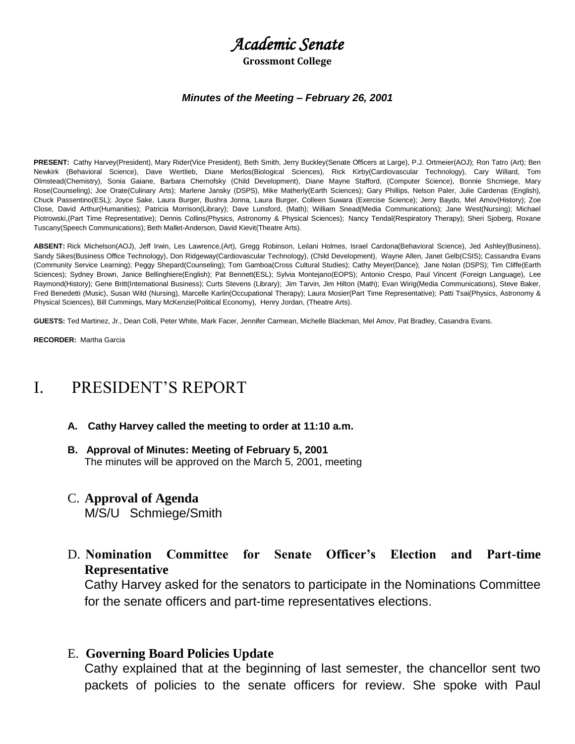# *Academic Senate*

**Grossmont College**

***Minutes of the Meeting – February 26, 2001***

**PRESENT:** Cathy Harvey(President), Mary Rider(Vice President), Beth Smith, Jerry Buckley(Senate Officers at Large), P.J. Ortmeier(AOJ); Ron Tatro (Art); Ben Newkirk (Behavioral Science), Dave Wertlieb, Diane Merlos(Biological Sciences), Rick Kirby(Cardiovascular Technology), Cary Willard, Tom Olmstead(Chemistry), Sonia Gaiane, Barbara Chernofsky (Child Development), Diane Mayne Stafford, (Computer Science), Bonnie Shcmiege, Mary Rose(Counseling); Joe Orate(Culinary Arts); Marlene Jansky (DSPS); Mike Matherly(Earth Sciences); Gary Phillips, Nelson Paler, Julie Cardenas (English), Chuck Passentino(ESL); Joyce Sake, Laura Burger, Bushra Jonna, Laura Burger, Colleen Suwara (Exercise Science); Jerry Baydo, Mel Amov(History); Zoe Close, David Arthur(Humanities); Patricia Morrison(Library); Dave Lunsford, (Math); William Snead(Media Communications); Jane West(Nursing); Michael Piotrowski,(Part Time Representative); Dennis Collins(Physics, Astronomy & Physical Sciences); Nancy Tendal(Respiratory Therapy); Sheri Sjoberg, Roxane Tuscany(Speech Communications); Beth Mallet-Anderson, David Kievit(Theatre Arts).

**ABSENT:** Rick Michelson(AOJ), Jeff Irwin, Les Lawrence,(Art), Gregg Robinson, Leilani Holmes, Israel Cardona(Behavioral Science), Jed Ashley(Business), Sandy Sikes(Business Office Technology), Don Ridgeway(Cardiovascular Technology), (Child Development), Wayne Allen, Janet Gelb(CSIS); Cassandra Evans (Community Service Learning); Peggy Shepard(Counseling); Tom Gamboa(Cross Cultural Studies); Cathy Meyer(Dance); Jane Nolan (DSPS); Tim Cliffe(Earth Sciences); Sydney Brown, Janice Bellinghiere(English); Pat Bennett(ESL); Sylvia Montejano(EOPS); Antonio Crespo, Paul Vincent (Foreign Language), Lee Raymond(History); Gene Britt(International Business); Curts Stevens (Library); Jim Tarvin, Jim Hilton (Math); Evan Wirig(Media Communications), Steve Baker, Fred Benedetti (Music), Susan Wild (Nursing), Marcelle Karlin(Occupational Therapy); Laura Mosier(Part Time Representative); Patti Tsai(Physics, Astronomy & Physical Sciences), Bill Cummings, Mary McKenzie(Political Economy), Henry Jordan, (Theatre Arts).

**GUESTS:** Ted Martinez, Jr., Dean Colli, Peter White, Mark Facer, Jennifer Carmean, Michelle Blackman, Mel Amov, Pat Bradley, Casandra Evans.

**RECORDER:** Martha Garcia

# I. PRESIDENT'S REPORT

**A. Cathy Harvey called the meeting to order at 11:10 a.m.**

**B. Approval of Minutes: Meeting of February 5, 2001**
The minutes will be approved on the March 5, 2001, meeting

C. **Approval of Agenda**
M/S/U Schmiege/Smith

D. **Nomination Committee for Senate Officer's Election and Part-time Representative**
Cathy Harvey asked for the senators to participate in the Nominations Committee for the senate officers and part-time representatives elections.

E. **Governing Board Policies Update**
Cathy explained that at the beginning of last semester, the chancellor sent two packets of policies to the senate officers for review. She spoke with Paul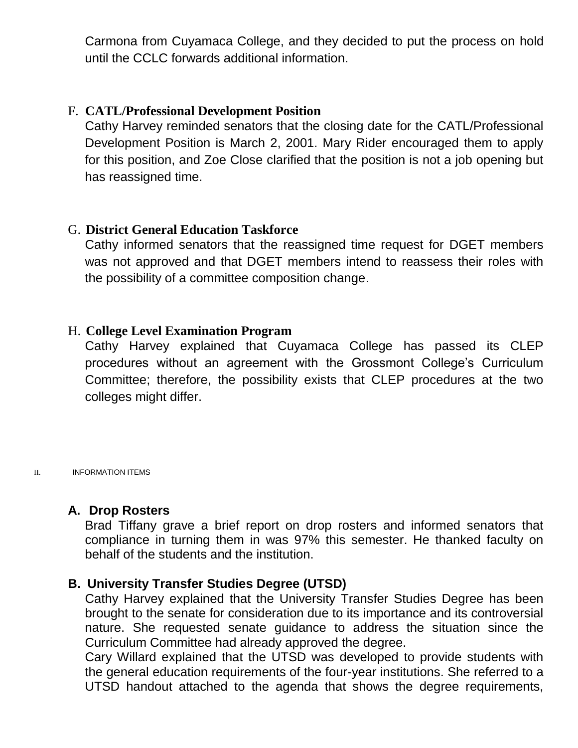Carmona from Cuyamaca College, and they decided to put the process on hold until the CCLC forwards additional information.

F. **CATL/Professional Development Position**

Cathy Harvey reminded senators that the closing date for the CATL/Professional Development Position is March 2, 2001. Mary Rider encouraged them to apply for this position, and Zoe Close clarified that the position is not a job opening but has reassigned time.

G. **District General Education Taskforce**

Cathy informed senators that the reassigned time request for DGET members was not approved and that DGET members intend to reassess their roles with the possibility of a committee composition change.

H. **College Level Examination Program**

Cathy Harvey explained that Cuyamaca College has passed its CLEP procedures without an agreement with the Grossmont College's Curriculum Committee; therefore, the possibility exists that CLEP procedures at the two colleges might differ.

II. INFORMATION ITEMS

**A. Drop Rosters**

Brad Tiffany grave a brief report on drop rosters and informed senators that compliance in turning them in was 97% this semester. He thanked faculty on behalf of the students and the institution.

**B. University Transfer Studies Degree (UTSD)**

Cathy Harvey explained that the University Transfer Studies Degree has been brought to the senate for consideration due to its importance and its controversial nature. She requested senate guidance to address the situation since the Curriculum Committee had already approved the degree.

Cary Willard explained that the UTSD was developed to provide students with the general education requirements of the four-year institutions. She referred to a UTSD handout attached to the agenda that shows the degree requirements,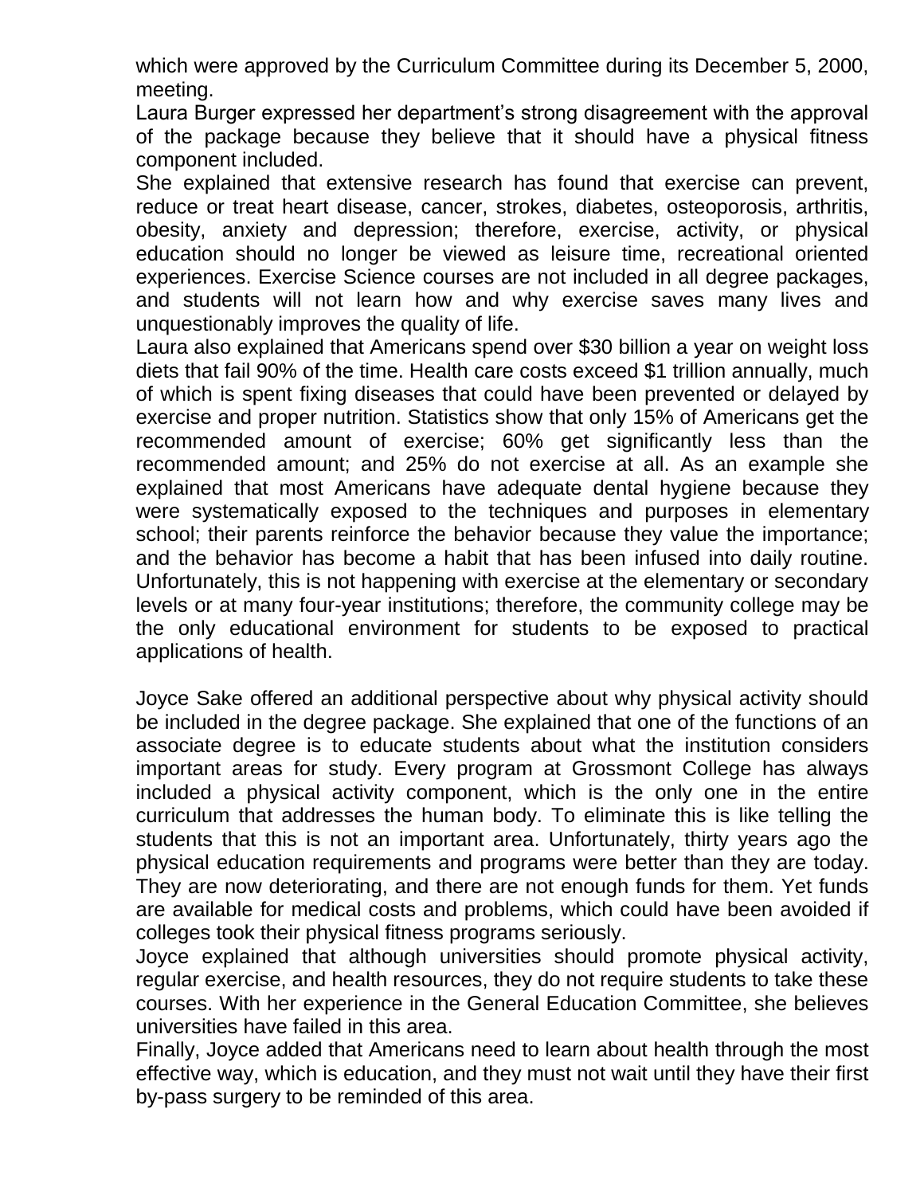which were approved by the Curriculum Committee during its December 5, 2000, meeting.

Laura Burger expressed her department's strong disagreement with the approval of the package because they believe that it should have a physical fitness component included.

She explained that extensive research has found that exercise can prevent, reduce or treat heart disease, cancer, strokes, diabetes, osteoporosis, arthritis, obesity, anxiety and depression; therefore, exercise, activity, or physical education should no longer be viewed as leisure time, recreational oriented experiences. Exercise Science courses are not included in all degree packages, and students will not learn how and why exercise saves many lives and unquestionably improves the quality of life.

Laura also explained that Americans spend over $30 billion a year on weight loss diets that fail 90% of the time. Health care costs exceed $1 trillion annually, much of which is spent fixing diseases that could have been prevented or delayed by exercise and proper nutrition. Statistics show that only 15% of Americans get the recommended amount of exercise; 60% get significantly less than the recommended amount; and 25% do not exercise at all. As an example she explained that most Americans have adequate dental hygiene because they were systematically exposed to the techniques and purposes in elementary school; their parents reinforce the behavior because they value the importance; and the behavior has become a habit that has been infused into daily routine. Unfortunately, this is not happening with exercise at the elementary or secondary levels or at many four-year institutions; therefore, the community college may be the only educational environment for students to be exposed to practical applications of health.

Joyce Sake offered an additional perspective about why physical activity should be included in the degree package. She explained that one of the functions of an associate degree is to educate students about what the institution considers important areas for study. Every program at Grossmont College has always included a physical activity component, which is the only one in the entire curriculum that addresses the human body. To eliminate this is like telling the students that this is not an important area. Unfortunately, thirty years ago the physical education requirements and programs were better than they are today. They are now deteriorating, and there are not enough funds for them. Yet funds are available for medical costs and problems, which could have been avoided if colleges took their physical fitness programs seriously.

Joyce explained that although universities should promote physical activity, regular exercise, and health resources, they do not require students to take these courses. With her experience in the General Education Committee, she believes universities have failed in this area.

Finally, Joyce added that Americans need to learn about health through the most effective way, which is education, and they must not wait until they have their first by-pass surgery to be reminded of this area.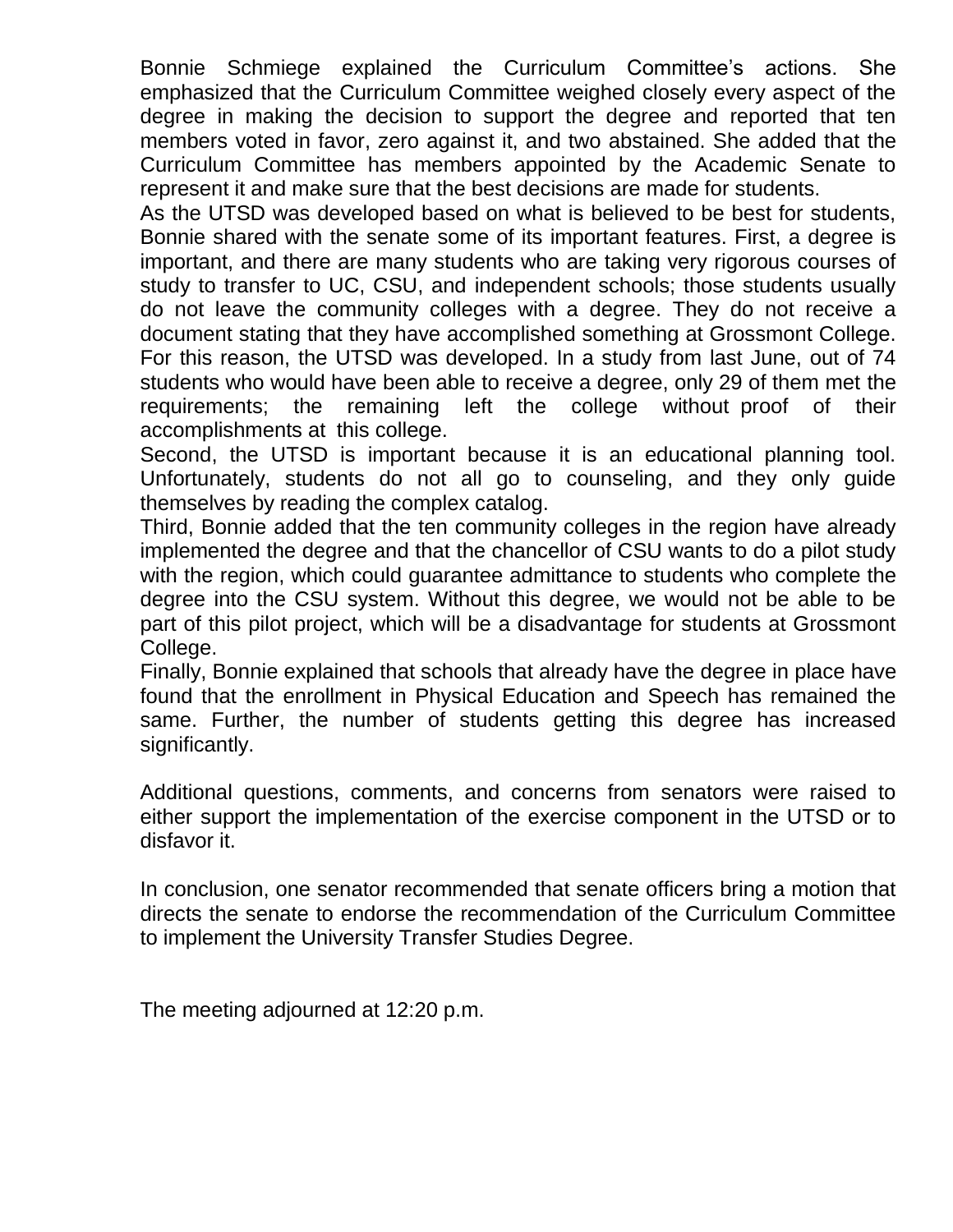Bonnie Schmiege explained the Curriculum Committee's actions. She emphasized that the Curriculum Committee weighed closely every aspect of the degree in making the decision to support the degree and reported that ten members voted in favor, zero against it, and two abstained. She added that the Curriculum Committee has members appointed by the Academic Senate to represent it and make sure that the best decisions are made for students.

As the UTSD was developed based on what is believed to be best for students, Bonnie shared with the senate some of its important features. First, a degree is important, and there are many students who are taking very rigorous courses of study to transfer to UC, CSU, and independent schools; those students usually do not leave the community colleges with a degree. They do not receive a document stating that they have accomplished something at Grossmont College. For this reason, the UTSD was developed. In a study from last June, out of 74 students who would have been able to receive a degree, only 29 of them met the requirements; the remaining left the college without proof of their accomplishments at this college.

Second, the UTSD is important because it is an educational planning tool. Unfortunately, students do not all go to counseling, and they only guide themselves by reading the complex catalog.

Third, Bonnie added that the ten community colleges in the region have already implemented the degree and that the chancellor of CSU wants to do a pilot study with the region, which could guarantee admittance to students who complete the degree into the CSU system. Without this degree, we would not be able to be part of this pilot project, which will be a disadvantage for students at Grossmont College.

Finally, Bonnie explained that schools that already have the degree in place have found that the enrollment in Physical Education and Speech has remained the same. Further, the number of students getting this degree has increased significantly.

Additional questions, comments, and concerns from senators were raised to either support the implementation of the exercise component in the UTSD or to disfavor it.

In conclusion, one senator recommended that senate officers bring a motion that directs the senate to endorse the recommendation of the Curriculum Committee to implement the University Transfer Studies Degree.

The meeting adjourned at 12:20 p.m.